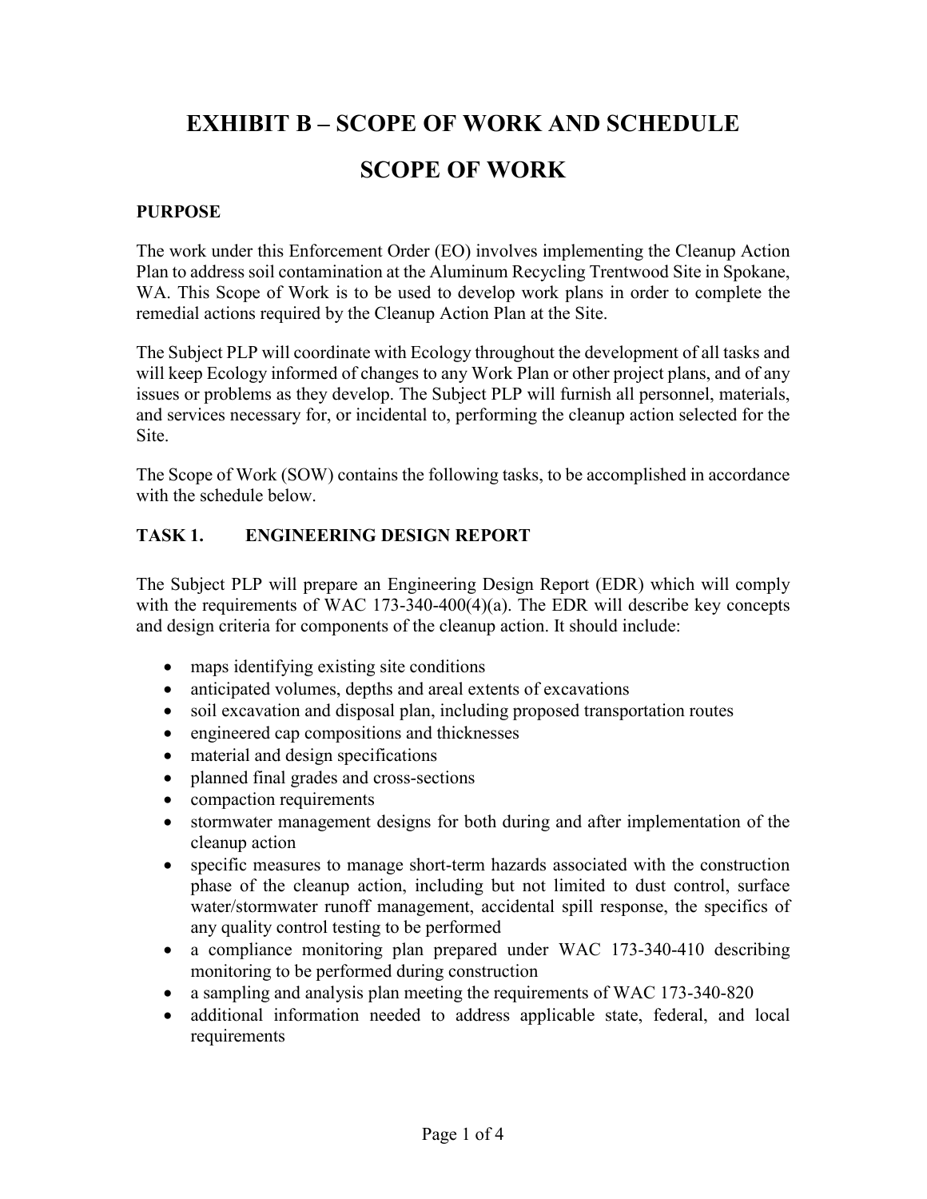# EXHIBIT B – SCOPE OF WORK AND SCHEDULE

# SCOPE OF WORK

## PURPOSE

The work under this Enforcement Order (EO) involves implementing the Cleanup Action Plan to address soil contamination at the Aluminum Recycling Trentwood Site in Spokane, WA. This Scope of Work is to be used to develop work plans in order to complete the remedial actions required by the Cleanup Action Plan at the Site.

The Subject PLP will coordinate with Ecology throughout the development of all tasks and will keep Ecology informed of changes to any Work Plan or other project plans, and of any issues or problems as they develop. The Subject PLP will furnish all personnel, materials, and services necessary for, or incidental to, performing the cleanup action selected for the Site.

The Scope of Work (SOW) contains the following tasks, to be accomplished in accordance with the schedule below.

## TASK 1. ENGINEERING DESIGN REPORT

The Subject PLP will prepare an Engineering Design Report (EDR) which will comply with the requirements of WAC 173-340-400(4)(a). The EDR will describe key concepts and design criteria for components of the cleanup action. It should include:

- maps identifying existing site conditions
- anticipated volumes, depths and areal extents of excavations
- soil excavation and disposal plan, including proposed transportation routes
- engineered cap compositions and thicknesses
- material and design specifications
- planned final grades and cross-sections
- compaction requirements
- stormwater management designs for both during and after implementation of the cleanup action
- specific measures to manage short-term hazards associated with the construction phase of the cleanup action, including but not limited to dust control, surface water/stormwater runoff management, accidental spill response, the specifics of any quality control testing to be performed
- a compliance monitoring plan prepared under WAC 173-340-410 describing monitoring to be performed during construction
- a sampling and analysis plan meeting the requirements of WAC 173-340-820
- additional information needed to address applicable state, federal, and local requirements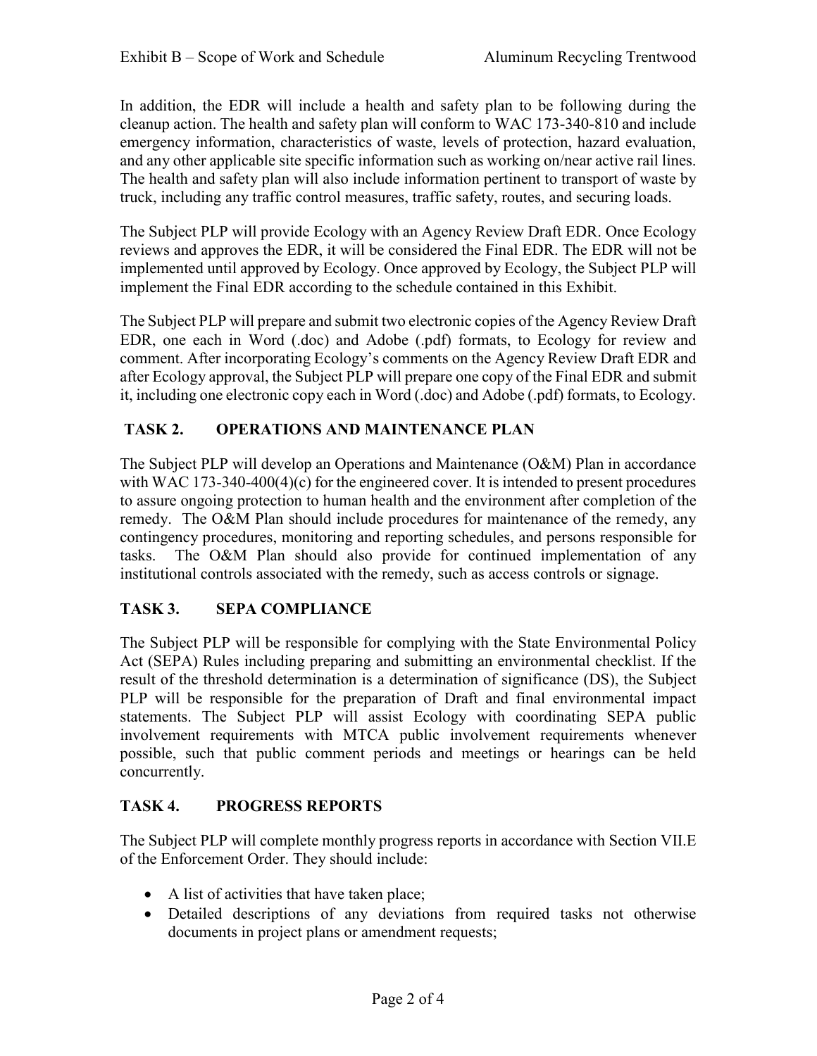In addition, the EDR will include a health and safety plan to be following during the cleanup action. The health and safety plan will conform to WAC 173-340-810 and include emergency information, characteristics of waste, levels of protection, hazard evaluation, and any other applicable site specific information such as working on/near active rail lines. The health and safety plan will also include information pertinent to transport of waste by truck, including any traffic control measures, traffic safety, routes, and securing loads.

The Subject PLP will provide Ecology with an Agency Review Draft EDR. Once Ecology reviews and approves the EDR, it will be considered the Final EDR. The EDR will not be implemented until approved by Ecology. Once approved by Ecology, the Subject PLP will implement the Final EDR according to the schedule contained in this Exhibit.

The Subject PLP will prepare and submit two electronic copies of the Agency Review Draft EDR, one each in Word (.doc) and Adobe (.pdf) formats, to Ecology for review and comment. After incorporating Ecology's comments on the Agency Review Draft EDR and after Ecology approval, the Subject PLP will prepare one copy of the Final EDR and submit it, including one electronic copy each in Word (.doc) and Adobe (.pdf) formats, to Ecology.

## TASK 2. OPERATIONS AND MAINTENANCE PLAN

The Subject PLP will develop an Operations and Maintenance (O&M) Plan in accordance with WAC 173-340-400(4)(c) for the engineered cover. It is intended to present procedures to assure ongoing protection to human health and the environment after completion of the remedy. The O&M Plan should include procedures for maintenance of the remedy, any contingency procedures, monitoring and reporting schedules, and persons responsible for tasks. The O&M Plan should also provide for continued implementation of any institutional controls associated with the remedy, such as access controls or signage.

## TASK 3. SEPA COMPLIANCE

The Subject PLP will be responsible for complying with the State Environmental Policy Act (SEPA) Rules including preparing and submitting an environmental checklist. If the result of the threshold determination is a determination of significance (DS), the Subject PLP will be responsible for the preparation of Draft and final environmental impact statements. The Subject PLP will assist Ecology with coordinating SEPA public involvement requirements with MTCA public involvement requirements whenever possible, such that public comment periods and meetings or hearings can be held concurrently.

## TASK 4. PROGRESS REPORTS

The Subject PLP will complete monthly progress reports in accordance with Section VII.E of the Enforcement Order. They should include:

- A list of activities that have taken place;
- Detailed descriptions of any deviations from required tasks not otherwise documents in project plans or amendment requests;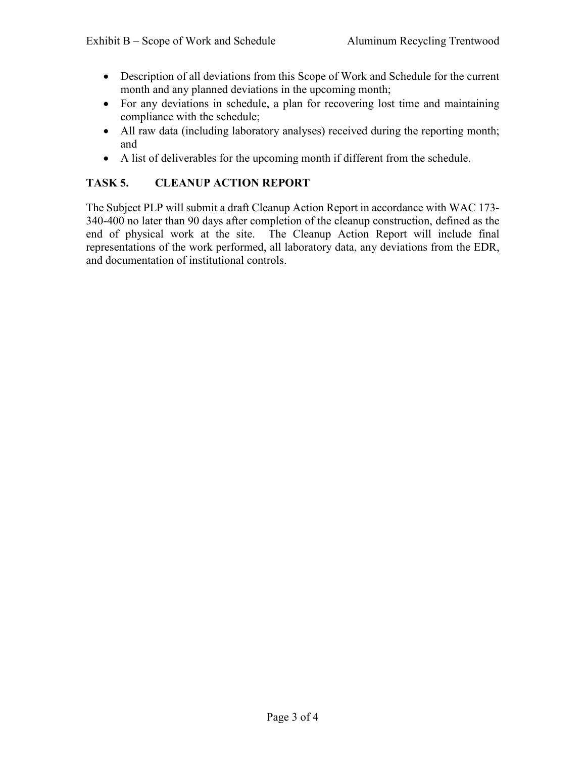- Description of all deviations from this Scope of Work and Schedule for the current month and any planned deviations in the upcoming month;
- For any deviations in schedule, a plan for recovering lost time and maintaining compliance with the schedule;
- All raw data (including laboratory analyses) received during the reporting month; and
- A list of deliverables for the upcoming month if different from the schedule.

## TASK 5. CLEANUP ACTION REPORT

The Subject PLP will submit a draft Cleanup Action Report in accordance with WAC 173-340-400 no later than 90 days after completion of the cleanup construction, defined as the end of physical work at the site. The Cleanup Action Report will include final representations of the work performed, all laboratory data, any deviations from the EDR, and documentation of institutional controls.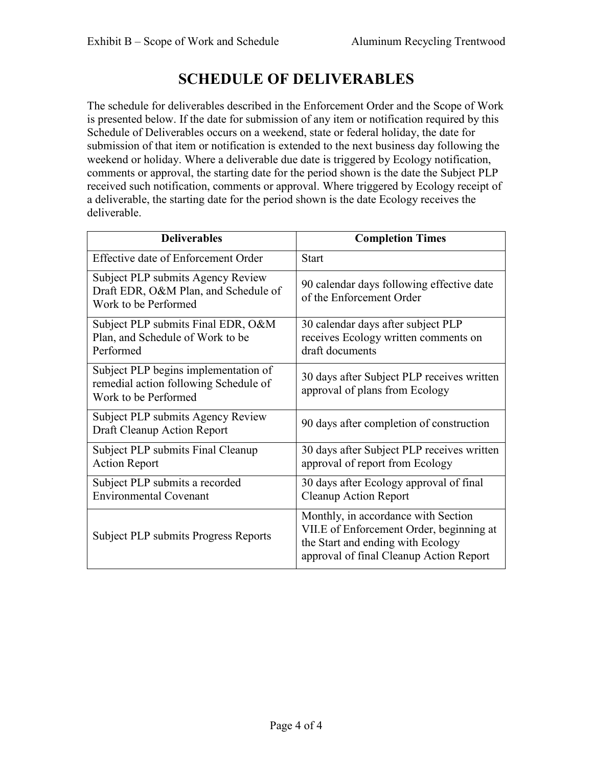# SCHEDULE OF DELIVERABLES

The schedule for deliverables described in the Enforcement Order and the Scope of Work is presented below. If the date for submission of any item or notification required by this Schedule of Deliverables occurs on a weekend, state or federal holiday, the date for submission of that item or notification is extended to the next business day following the weekend or holiday. Where a deliverable due date is triggered by Ecology notification, comments or approval, the starting date for the period shown is the date the Subject PLP received such notification, comments or approval. Where triggered by Ecology receipt of a deliverable, the starting date for the period shown is the date Ecology receives the deliverable.

| Deliverables | Completion Times |
|---|---|
| Effective date of Enforcement Order | Start |
| Subject PLP submits Agency Review Draft EDR, O&M Plan, and Schedule of Work to be Performed | 90 calendar days following effective date of the Enforcement Order |
| Subject PLP submits Final EDR, O&M Plan, and Schedule of Work to be Performed | 30 calendar days after subject PLP receives Ecology written comments on draft documents |
| Subject PLP begins implementation of remedial action following Schedule of Work to be Performed | 30 days after Subject PLP receives written approval of plans from Ecology |
| Subject PLP submits Agency Review Draft Cleanup Action Report | 90 days after completion of construction |
| Subject PLP submits Final Cleanup Action Report | 30 days after Subject PLP receives written approval of report from Ecology |
| Subject PLP submits a recorded Environmental Covenant | 30 days after Ecology approval of final Cleanup Action Report |
| Subject PLP submits Progress Reports | Monthly, in accordance with Section VII.E of Enforcement Order, beginning at the Start and ending with Ecology approval of final Cleanup Action Report |